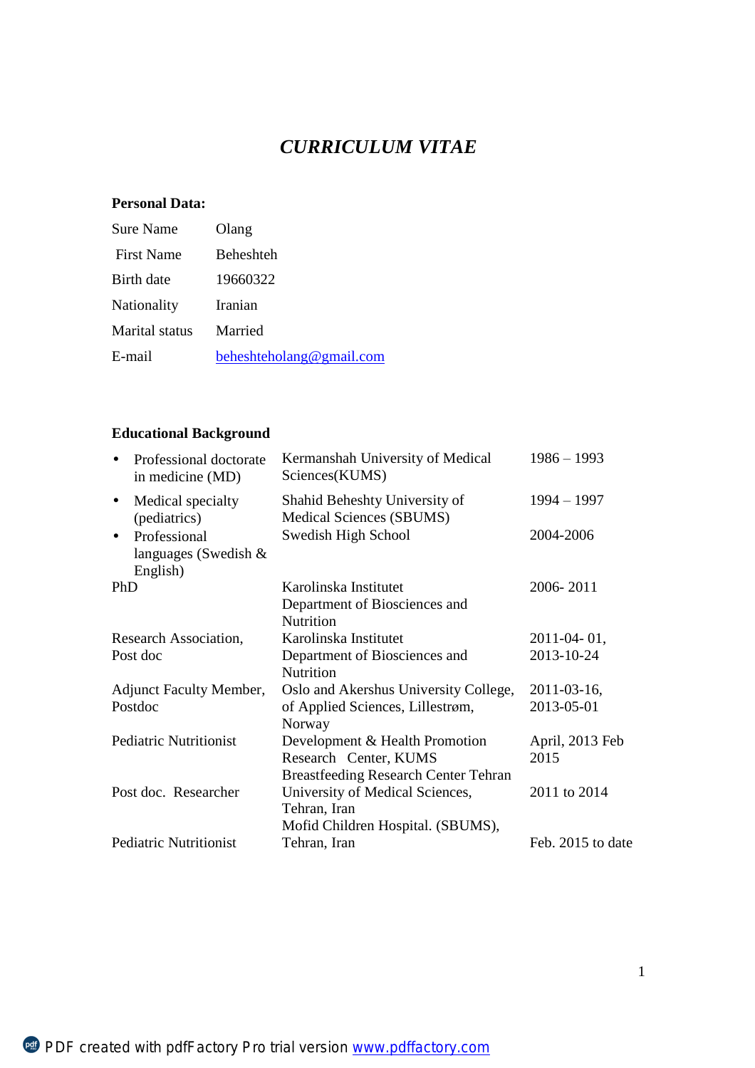# *CURRICULUM VITAE*

**Personal Data:**

| | |
|---|---|
| Sure Name | Olang |
| First Name | Beheshteh |
| Birth date | 19660322 |
| Nationality | Iranian |
| Marital status | Married |
| E-mail | beheshteholang@gmail.com |

**Educational Background**

| | | |
|---|---|---|
| • Professional doctorate in medicine (MD) | Kermanshah University of Medical Sciences(KUMS) | 1986 – 1993 |
| • Medical specialty (pediatrics) | Shahid Beheshty University of Medical Sciences (SBUMS) | 1994 – 1997 |
| • Professional languages (Swedish & English) | Swedish High School | 2004-2006 |
| PhD | Karolinska Institutet Department of Biosciences and Nutrition | 2006- 2011 |
| Research Association, Post doc | Karolinska Institutet Department of Biosciences and Nutrition | 2011-04- 01, 2013-10-24 |
| Adjunct Faculty Member, Postdoc | Oslo and Akershus University College, of Applied Sciences, Lillestrøm, Norway | 2011-03-16, 2013-05-01 |
| Pediatric Nutritionist | Development & Health Promotion Research Center, KUMS | April, 2013 Feb 2015 |
| Post doc. Researcher | Breastfeeding Research Center Tehran University of Medical Sciences, Tehran, Iran | 2011 to 2014 |
| Pediatric Nutritionist | Mofid Children Hospital. (SBUMS), Tehran, Iran | Feb. 2015 to date |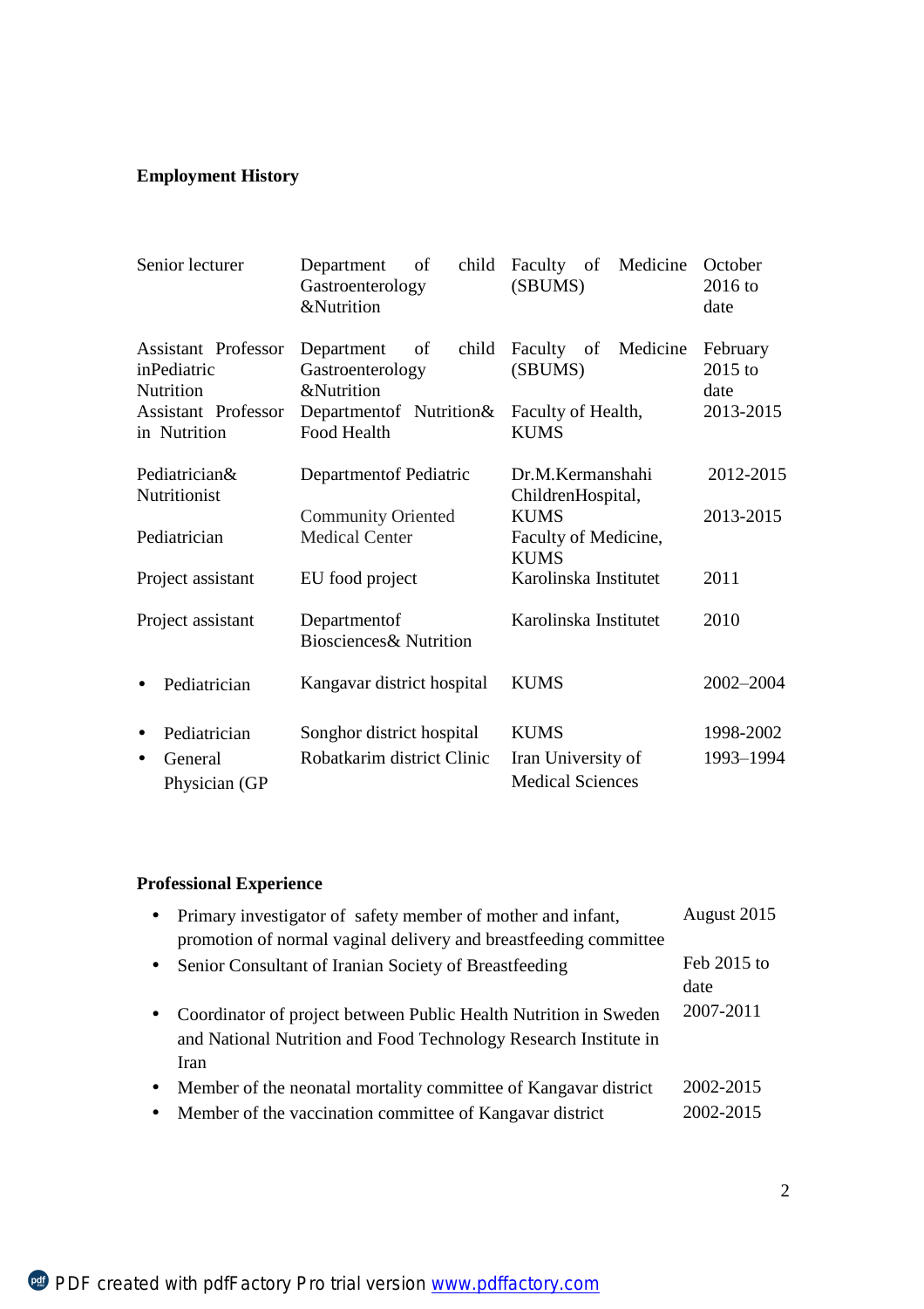**Employment History**

| | | | |
|---|---|---|---|
| Senior lecturer | Department of child Gastroenterology &Nutrition | Faculty of Medicine (SBUMS) | October 2016 to date |
| Assistant Professor inPediatric Nutrition | Department of child Gastroenterology &Nutrition | Faculty of Medicine (SBUMS) | February 2015 to date |
| Assistant Professor in Nutrition | Departmentof Nutrition& Food Health | Faculty of Health, KUMS | 2013-2015 |
| Pediatrician& Nutritionist | Departmentof Pediatric | Dr.M.Kermanshahi ChildrenHospital, KUMS | 2012-2015 |
| Pediatrician | Community Oriented Medical Center | Faculty of Medicine, KUMS | 2013-2015 |
| Project assistant | EU food project | Karolinska Institutet | 2011 |
| Project assistant | Departmentof Biosciences& Nutrition | Karolinska Institutet | 2010 |
| • Pediatrician | Kangavar district hospital | KUMS | 2002–2004 |
| • Pediatrician | Songhor district hospital | KUMS | 1998-2002 |
| • General Physician (GP | Robatkarim district Clinic | Iran University of Medical Sciences | 1993–1994 |

**Professional Experience**

- Primary investigator of safety member of mother and infant, promotion of normal vaginal delivery and breastfeeding committee — August 2015
- Senior Consultant of Iranian Society of Breastfeeding — Feb 2015 to date
- Coordinator of project between Public Health Nutrition in Sweden and National Nutrition and Food Technology Research Institute in Iran — 2007-2011
- Member of the neonatal mortality committee of Kangavar district — 2002-2015
- Member of the vaccination committee of Kangavar district — 2002-2015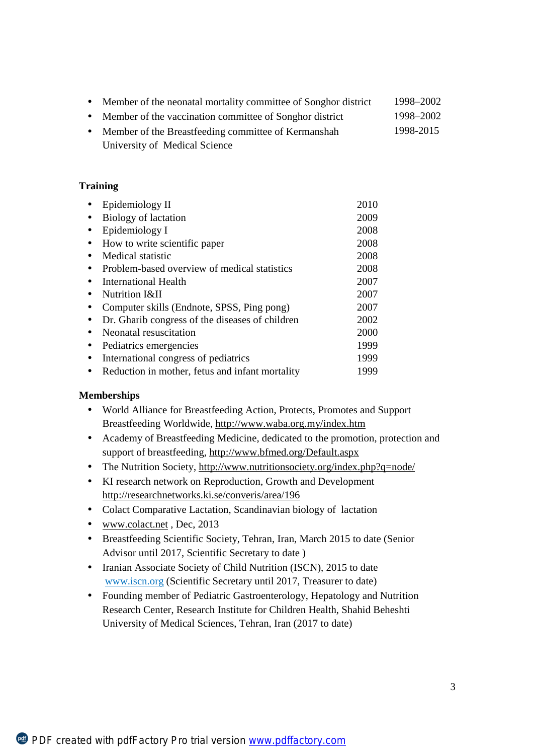- Member of the neonatal mortality committee of Songhor district 1998–2002
- Member of the vaccination committee of Songhor district 1998–2002
- Member of the Breastfeeding committee of Kermanshah University of Medical Science 1998-2015

**Training**

- Epidemiology II 2010
- Biology of lactation 2009
- Epidemiology I 2008
- How to write scientific paper 2008
- Medical statistic 2008
- Problem-based overview of medical statistics 2008
- International Health 2007
- Nutrition I&II 2007
- Computer skills (Endnote, SPSS, Ping pong) 2007
- Dr. Gharib congress of the diseases of children 2002
- Neonatal resuscitation 2000
- Pediatrics emergencies 1999
- International congress of pediatrics 1999
- Reduction in mother, fetus and infant mortality 1999

**Memberships**

- World Alliance for Breastfeeding Action, Protects, Promotes and Support Breastfeeding Worldwide, http://www.waba.org.my/index.htm
- Academy of Breastfeeding Medicine, dedicated to the promotion, protection and support of breastfeeding, http://www.bfmed.org/Default.aspx
- The Nutrition Society, http://www.nutritionsociety.org/index.php?q=node/
- KI research network on Reproduction, Growth and Development http://researchnetworks.ki.se/converis/area/196
- Colact Comparative Lactation, Scandinavian biology of lactation
- www.colact.net , Dec, 2013
- Breastfeeding Scientific Society, Tehran, Iran, March 2015 to date (Senior Advisor until 2017, Scientific Secretary to date )
- Iranian Associate Society of Child Nutrition (ISCN), 2015 to date www.iscn.org (Scientific Secretary until 2017, Treasurer to date)
- Founding member of Pediatric Gastroenterology, Hepatology and Nutrition Research Center, Research Institute for Children Health, Shahid Beheshti University of Medical Sciences, Tehran, Iran (2017 to date)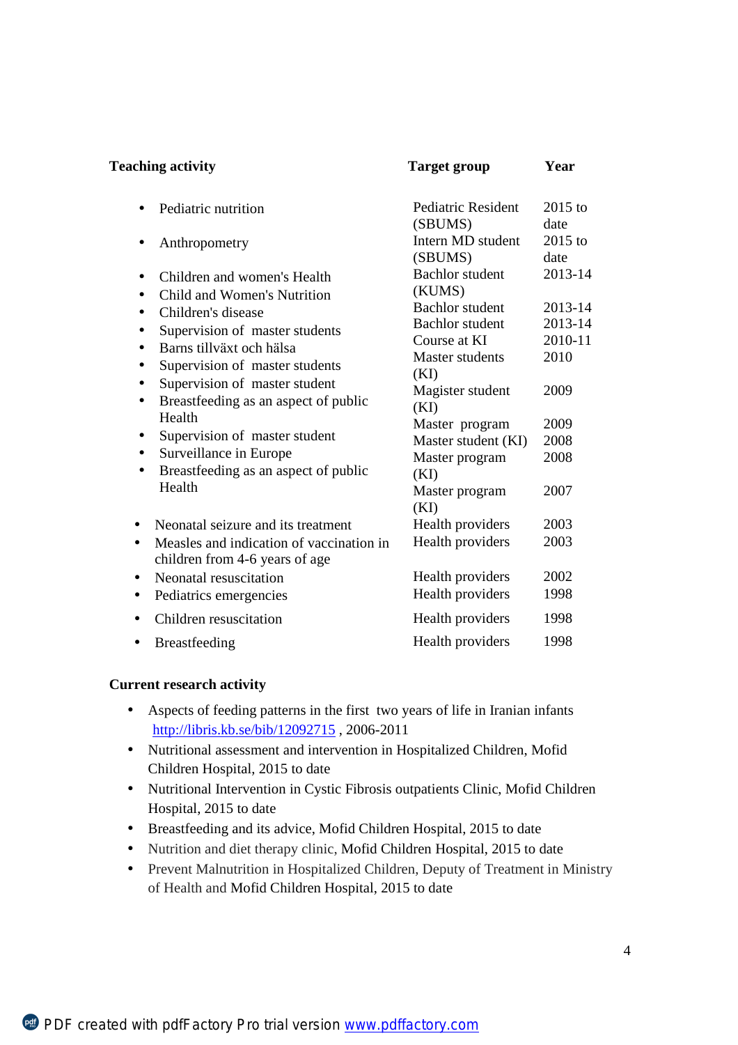| Teaching activity | Target group | Year |
|---|---|---|
| Pediatric nutrition | Pediatric Resident (SBUMS) | 2015 to date |
| Anthropometry | Intern MD student (SBUMS) | 2015 to date |
| Children and women's Health | Bachlor student (KUMS) | 2013-14 |
| Child and Women's Nutrition | Bachlor student | 2013-14 |
| Children's disease | Bachlor student | 2013-14 |
| Supervision of master students | | |
| Barns tillväxt och hälsa | Course at KI | 2010-11 |
| Supervision of master students | Master students (KI) | 2010 |
| Supervision of master student | Magister student (KI) | 2009 |
| Breastfeeding as an aspect of public Health | Master program | 2009 |
| Supervision of master student | Master student (KI) | 2008 |
| Surveillance in Europe | Master program (KI) | 2008 |
| Breastfeeding as an aspect of public Health | Master program (KI) | 2007 |
| Neonatal seizure and its treatment | Health providers | 2003 |
| Measles and indication of vaccination in children from 4-6 years of age | Health providers | 2003 |
| Neonatal resuscitation | Health providers | 2002 |
| Pediatrics emergencies | Health providers | 1998 |
| Children resuscitation | Health providers | 1998 |
| Breastfeeding | Health providers | 1998 |

**Current research activity**

- Aspects of feeding patterns in the first two years of life in Iranian infants http://libris.kb.se/bib/12092715 , 2006-2011
- Nutritional assessment and intervention in Hospitalized Children, Mofid Children Hospital, 2015 to date
- Nutritional Intervention in Cystic Fibrosis outpatients Clinic, Mofid Children Hospital, 2015 to date
- Breastfeeding and its advice, Mofid Children Hospital, 2015 to date
- Nutrition and diet therapy clinic, Mofid Children Hospital, 2015 to date
- Prevent Malnutrition in Hospitalized Children, Deputy of Treatment in Ministry of Health and Mofid Children Hospital, 2015 to date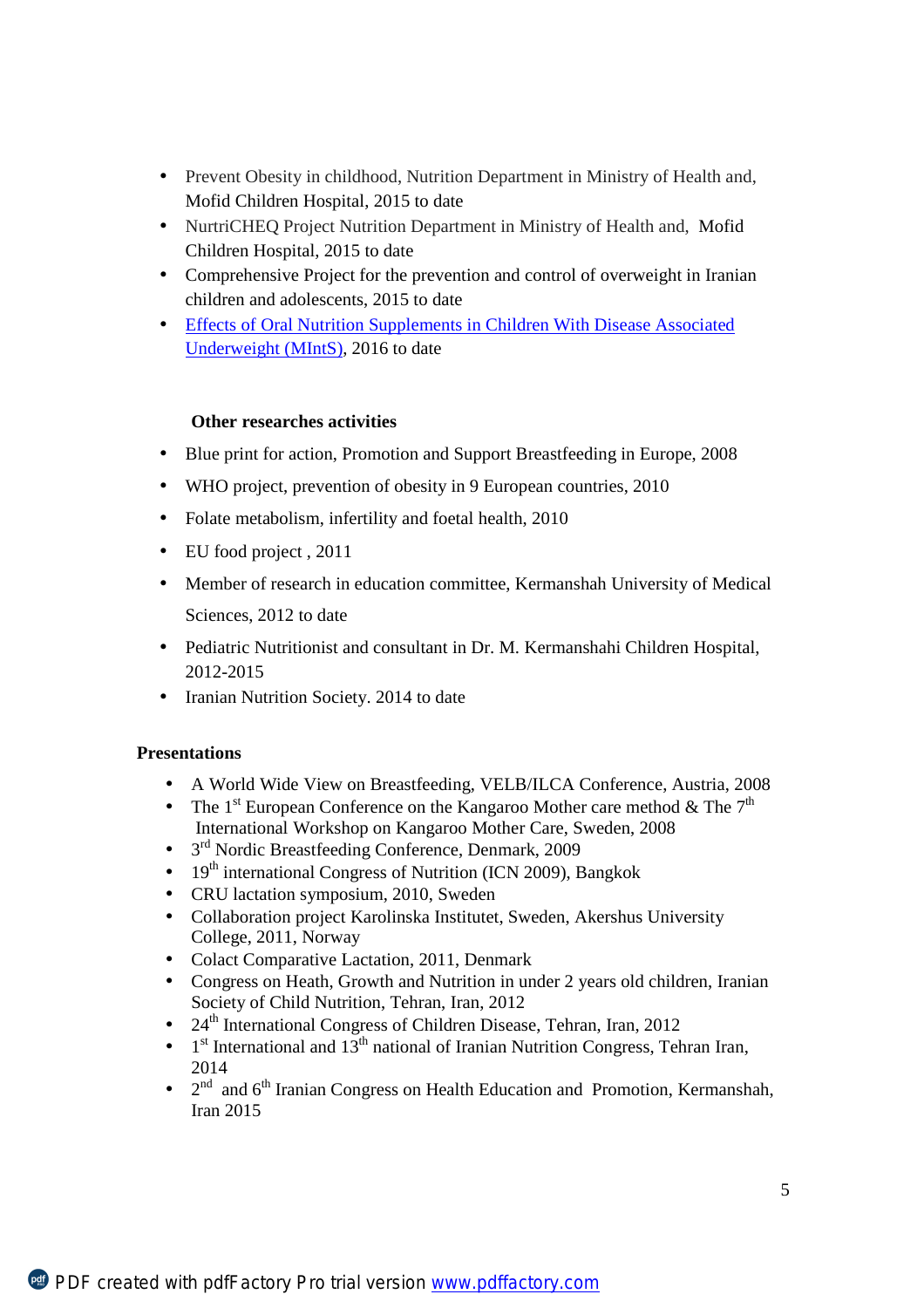- Prevent Obesity in childhood, Nutrition Department in Ministry of Health and, Mofid Children Hospital, 2015 to date
- NurtriCHEQ Project Nutrition Department in Ministry of Health and, Mofid Children Hospital, 2015 to date
- Comprehensive Project for the prevention and control of overweight in Iranian children and adolescents, 2015 to date
- Effects of Oral Nutrition Supplements in Children With Disease Associated Underweight (MIntS), 2016 to date

**Other researches activities**

- Blue print for action, Promotion and Support Breastfeeding in Europe, 2008
- WHO project, prevention of obesity in 9 European countries, 2010
- Folate metabolism, infertility and foetal health, 2010
- EU food project , 2011
- Member of research in education committee, Kermanshah University of Medical Sciences, 2012 to date
- Pediatric Nutritionist and consultant in Dr. M. Kermanshahi Children Hospital, 2012-2015
- Iranian Nutrition Society. 2014 to date

**Presentations**

- A World Wide View on Breastfeeding, VELB/ILCA Conference, Austria, 2008
- The 1st European Conference on the Kangaroo Mother care method & The 7th International Workshop on Kangaroo Mother Care, Sweden, 2008
- 3rd Nordic Breastfeeding Conference, Denmark, 2009
- 19th international Congress of Nutrition (ICN 2009), Bangkok
- CRU lactation symposium, 2010, Sweden
- Collaboration project Karolinska Institutet, Sweden, Akershus University College, 2011, Norway
- Colact Comparative Lactation, 2011, Denmark
- Congress on Heath, Growth and Nutrition in under 2 years old children, Iranian Society of Child Nutrition, Tehran, Iran, 2012
- 24th International Congress of Children Disease, Tehran, Iran, 2012
- 1st International and 13th national of Iranian Nutrition Congress, Tehran Iran, 2014
- 2nd and 6th Iranian Congress on Health Education and Promotion, Kermanshah, Iran 2015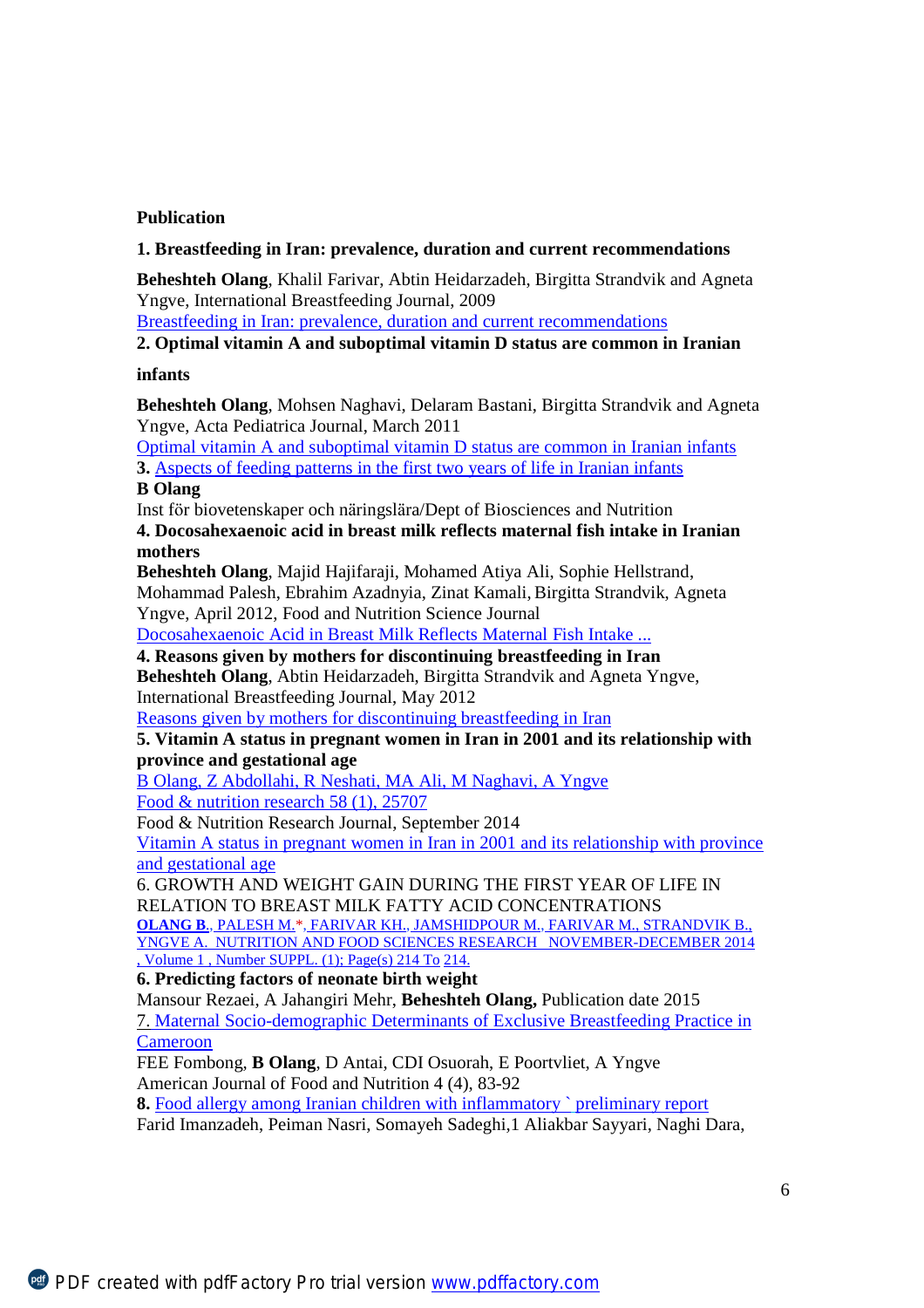**Publication**

**1. Breastfeeding in Iran: prevalence, duration and current recommendations**

**Beheshteh Olang**, Khalil Farivar, Abtin Heidarzadeh, Birgitta Strandvik and Agneta Yngve, International Breastfeeding Journal, 2009
Breastfeeding in Iran: prevalence, duration and current recommendations

**2. Optimal vitamin A and suboptimal vitamin D status are common in Iranian infants**

**Beheshteh Olang**, Mohsen Naghavi, Delaram Bastani, Birgitta Strandvik and Agneta Yngve, Acta Pediatrica Journal, March 2011
Optimal vitamin A and suboptimal vitamin D status are common in Iranian infants

**3.** Aspects of feeding patterns in the first two years of life in Iranian infants
**B Olang**
Inst för biovetenskaper och näringslära/Dept of Biosciences and Nutrition

**4. Docosahexaenoic acid in breast milk reflects maternal fish intake in Iranian mothers**
**Beheshteh Olang**, Majid Hajifaraji, Mohamed Atiya Ali, Sophie Hellstrand, Mohammad Palesh, Ebrahim Azadnyia, Zinat Kamali, Birgitta Strandvik, Agneta Yngve, April 2012, Food and Nutrition Science Journal
Docosahexaenoic Acid in Breast Milk Reflects Maternal Fish Intake ...

**4. Reasons given by mothers for discontinuing breastfeeding in Iran**
**Beheshteh Olang**, Abtin Heidarzadeh, Birgitta Strandvik and Agneta Yngve, International Breastfeeding Journal, May 2012
Reasons given by mothers for discontinuing breastfeeding in Iran

**5. Vitamin A status in pregnant women in Iran in 2001 and its relationship with province and gestational age**
B Olang, Z Abdollahi, R Neshati, MA Ali, M Naghavi, A Yngve
Food & nutrition research 58 (1), 25707
Food & Nutrition Research Journal, September 2014
Vitamin A status in pregnant women in Iran in 2001 and its relationship with province and gestational age

6. GROWTH AND WEIGHT GAIN DURING THE FIRST YEAR OF LIFE IN RELATION TO BREAST MILK FATTY ACID CONCENTRATIONS
**OLANG B.**, PALESH M.*, FARIVAR KH., JAMSHIDPOUR M., FARIVAR M., STRANDVIK B., YNGVE A. NUTRITION AND FOOD SCIENCES RESEARCH NOVEMBER-DECEMBER 2014 , Volume 1 , Number SUPPL. (1); Page(s) 214 To 214.

**6. Predicting factors of neonate birth weight**
Mansour Rezaei, A Jahangiri Mehr, **Beheshteh Olang,** Publication date 2015

7. Maternal Socio-demographic Determinants of Exclusive Breastfeeding Practice in Cameroon
FEE Fombong, **B Olang**, D Antai, CDI Osuorah, E Poortvliet, A Yngve
American Journal of Food and Nutrition 4 (4), 83-92

**8.** Food allergy among Iranian children with inflammatory ` preliminary report
Farid Imanzadeh, Peiman Nasri, Somayeh Sadeghi,1 Aliakbar Sayyari, Naghi Dara,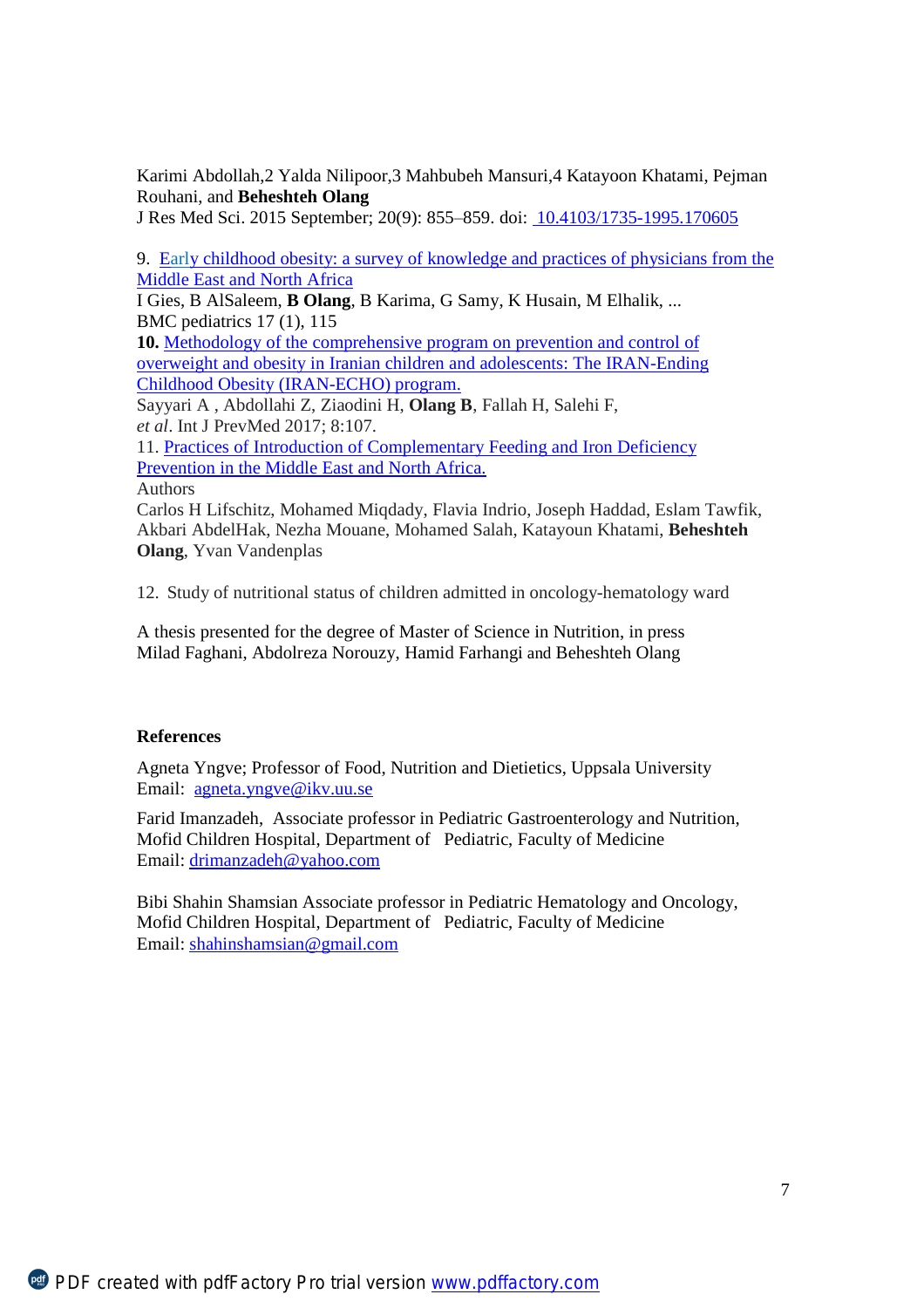Karimi Abdollah,2 Yalda Nilipoor,3 Mahbubeh Mansuri,4 Katayoon Khatami, Pejman Rouhani, and **Beheshteh Olang**
J Res Med Sci. 2015 September; 20(9): 855–859. doi: 10.4103/1735-1995.170605

9. Early childhood obesity: a survey of knowledge and practices of physicians from the Middle East and North Africa
I Gies, B AlSaleem, **B Olang**, B Karima, G Samy, K Husain, M Elhalik, ...
BMC pediatrics 17 (1), 115

**10.** Methodology of the comprehensive program on prevention and control of overweight and obesity in Iranian children and adolescents: The IRAN-Ending Childhood Obesity (IRAN-ECHO) program.
Sayyari A , Abdollahi Z, Ziaodini H, **Olang B**, Fallah H, Salehi F, *et al*. Int J PrevMed 2017; 8:107.

11. Practices of Introduction of Complementary Feeding and Iron Deficiency Prevention in the Middle East and North Africa.
Authors
Carlos H Lifschitz, Mohamed Miqdady, Flavia Indrio, Joseph Haddad, Eslam Tawfik, Akbari AbdelHak, Nezha Mouane, Mohamed Salah, Katayoun Khatami, **Beheshteh Olang**, Yvan Vandenplas

12. Study of nutritional status of children admitted in oncology-hematology ward

A thesis presented for the degree of Master of Science in Nutrition, in press
Milad Faghani, Abdolreza Norouzy, Hamid Farhangi and Beheshteh Olang

**References**

Agneta Yngve; Professor of Food, Nutrition and Dietietics, Uppsala University
Email: agneta.yngve@ikv.uu.se

Farid Imanzadeh, Associate professor in Pediatric Gastroenterology and Nutrition, Mofid Children Hospital, Department of Pediatric, Faculty of Medicine
Email: drimanzadeh@yahoo.com

Bibi Shahin Shamsian Associate professor in Pediatric Hematology and Oncology, Mofid Children Hospital, Department of Pediatric, Faculty of Medicine
Email: shahinshamsian@gmail.com